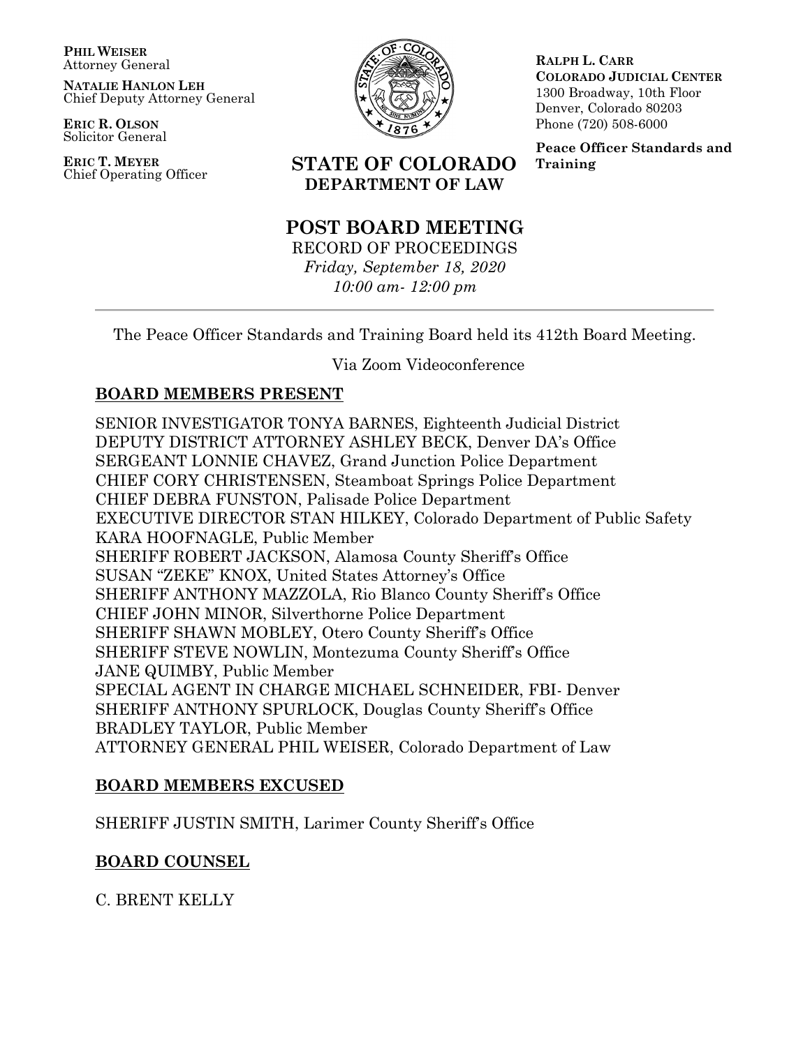**PHIL WEISER**
Attorney General

**NATALIE HANLON LEH**
Chief Deputy Attorney General

**ERIC R. OLSON**
Solicitor General

**ERIC T. MEYER**
Chief Operating Officer

**STATE OF COLORADO**
**DEPARTMENT OF LAW**

**RALPH L. CARR**
**COLORADO JUDICIAL CENTER**
1300 Broadway, 10th Floor
Denver, Colorado 80203
Phone (720) 508-6000

**Peace Officer Standards and Training**

# POST BOARD MEETING

RECORD OF PROCEEDINGS
*Friday, September 18, 2020*
*10:00 am- 12:00 pm*

---

The Peace Officer Standards and Training Board held its 412th Board Meeting.

Via Zoom Videoconference

## BOARD MEMBERS PRESENT

SENIOR INVESTIGATOR TONYA BARNES, Eighteenth Judicial District
DEPUTY DISTRICT ATTORNEY ASHLEY BECK, Denver DA's Office
SERGEANT LONNIE CHAVEZ, Grand Junction Police Department
CHIEF CORY CHRISTENSEN, Steamboat Springs Police Department
CHIEF DEBRA FUNSTON, Palisade Police Department
EXECUTIVE DIRECTOR STAN HILKEY, Colorado Department of Public Safety
KARA HOOFNAGLE, Public Member
SHERIFF ROBERT JACKSON, Alamosa County Sheriff's Office
SUSAN "ZEKE" KNOX, United States Attorney's Office
SHERIFF ANTHONY MAZZOLA, Rio Blanco County Sheriff's Office
CHIEF JOHN MINOR, Silverthorne Police Department
SHERIFF SHAWN MOBLEY, Otero County Sheriff's Office
SHERIFF STEVE NOWLIN, Montezuma County Sheriff's Office
JANE QUIMBY, Public Member
SPECIAL AGENT IN CHARGE MICHAEL SCHNEIDER, FBI- Denver
SHERIFF ANTHONY SPURLOCK, Douglas County Sheriff's Office
BRADLEY TAYLOR, Public Member
ATTORNEY GENERAL PHIL WEISER, Colorado Department of Law

## BOARD MEMBERS EXCUSED

SHERIFF JUSTIN SMITH, Larimer County Sheriff's Office

## BOARD COUNSEL

C. BRENT KELLY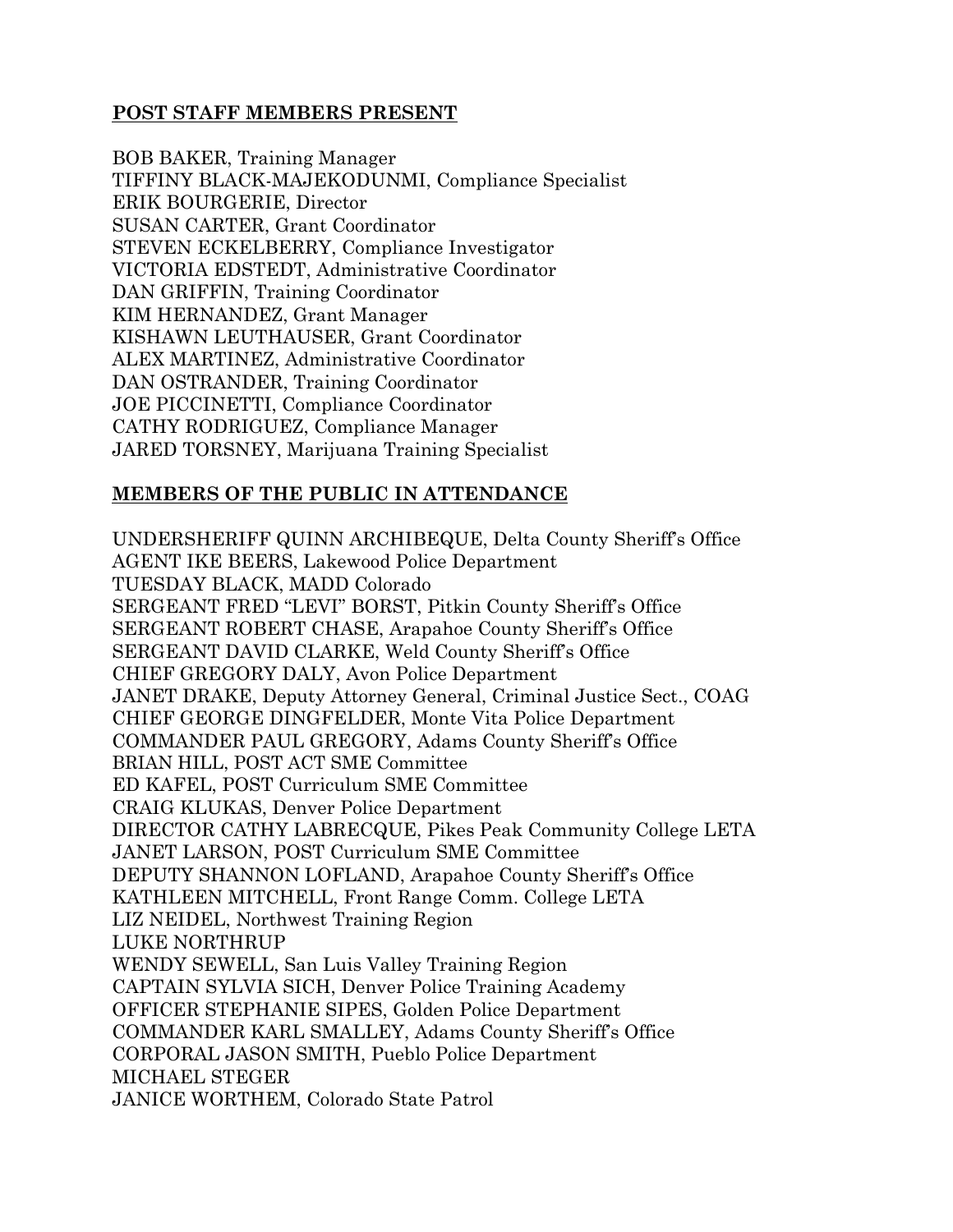**POST STAFF MEMBERS PRESENT**

BOB BAKER, Training Manager
TIFFINY BLACK-MAJEKODUNMI, Compliance Specialist
ERIK BOURGERIE, Director
SUSAN CARTER, Grant Coordinator
STEVEN ECKELBERRY, Compliance Investigator
VICTORIA EDSTEDT, Administrative Coordinator
DAN GRIFFIN, Training Coordinator
KIM HERNANDEZ, Grant Manager
KISHAWN LEUTHAUSER, Grant Coordinator
ALEX MARTINEZ, Administrative Coordinator
DAN OSTRANDER, Training Coordinator
JOE PICCINETTI, Compliance Coordinator
CATHY RODRIGUEZ, Compliance Manager
JARED TORSNEY, Marijuana Training Specialist

**MEMBERS OF THE PUBLIC IN ATTENDANCE**

UNDERSHERIFF QUINN ARCHIBEQUE, Delta County Sheriff's Office
AGENT IKE BEERS, Lakewood Police Department
TUESDAY BLACK, MADD Colorado
SERGEANT FRED "LEVI" BORST, Pitkin County Sheriff's Office
SERGEANT ROBERT CHASE, Arapahoe County Sheriff's Office
SERGEANT DAVID CLARKE, Weld County Sheriff's Office
CHIEF GREGORY DALY, Avon Police Department
JANET DRAKE, Deputy Attorney General, Criminal Justice Sect., COAG
CHIEF GEORGE DINGFELDER, Monte Vita Police Department
COMMANDER PAUL GREGORY, Adams County Sheriff's Office
BRIAN HILL, POST ACT SME Committee
ED KAFEL, POST Curriculum SME Committee
CRAIG KLUKAS, Denver Police Department
DIRECTOR CATHY LABRECQUE, Pikes Peak Community College LETA
JANET LARSON, POST Curriculum SME Committee
DEPUTY SHANNON LOFLAND, Arapahoe County Sheriff's Office
KATHLEEN MITCHELL, Front Range Comm. College LETA
LIZ NEIDEL, Northwest Training Region
LUKE NORTHRUP
WENDY SEWELL, San Luis Valley Training Region
CAPTAIN SYLVIA SICH, Denver Police Training Academy
OFFICER STEPHANIE SIPES, Golden Police Department
COMMANDER KARL SMALLEY, Adams County Sheriff's Office
CORPORAL JASON SMITH, Pueblo Police Department
MICHAEL STEGER
JANICE WORTHEM, Colorado State Patrol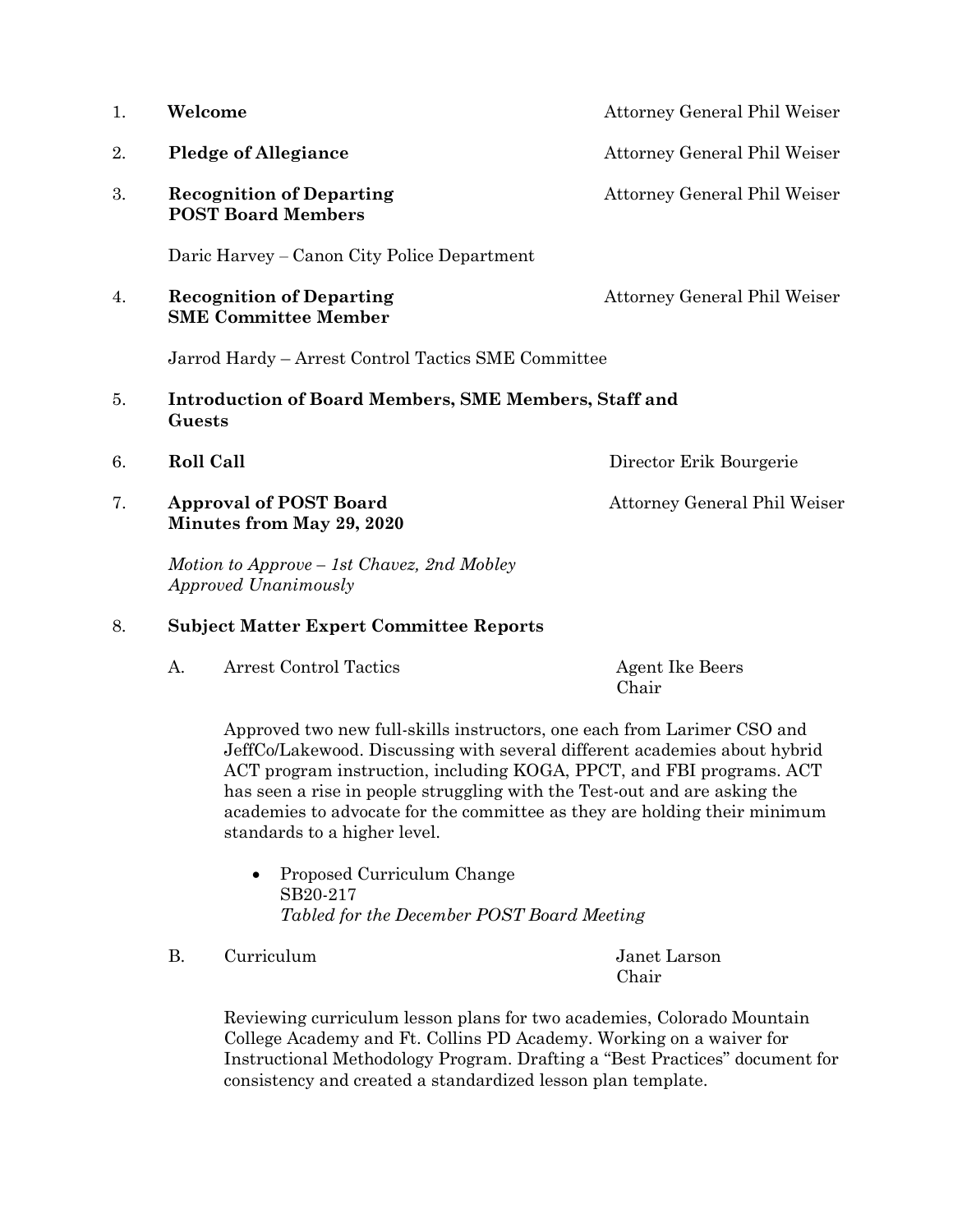1. **Welcome** — Attorney General Phil Weiser

2. **Pledge of Allegiance** — Attorney General Phil Weiser

3. **Recognition of Departing POST Board Members** — Attorney General Phil Weiser

   Daric Harvey – Canon City Police Department

4. **Recognition of Departing SME Committee Member** — Attorney General Phil Weiser

   Jarrod Hardy – Arrest Control Tactics SME Committee

5. **Introduction of Board Members, SME Members, Staff and Guests**

6. **Roll Call** — Director Erik Bourgerie

7. **Approval of POST Board Minutes from May 29, 2020** — Attorney General Phil Weiser

   *Motion to Approve – 1st Chavez, 2nd Mobley*
   *Approved Unanimously*

8. **Subject Matter Expert Committee Reports**

   A. Arrest Control Tactics — Agent Ike Beers, Chair

   Approved two new full-skills instructors, one each from Larimer CSO and JeffCo/Lakewood. Discussing with several different academies about hybrid ACT program instruction, including KOGA, PPCT, and FBI programs. ACT has seen a rise in people struggling with the Test-out and are asking the academies to advocate for the committee as they are holding their minimum standards to a higher level.

   - Proposed Curriculum Change
     SB20-217
     *Tabled for the December POST Board Meeting*

   B. Curriculum — Janet Larson, Chair

   Reviewing curriculum lesson plans for two academies, Colorado Mountain College Academy and Ft. Collins PD Academy. Working on a waiver for Instructional Methodology Program. Drafting a "Best Practices" document for consistency and created a standardized lesson plan template.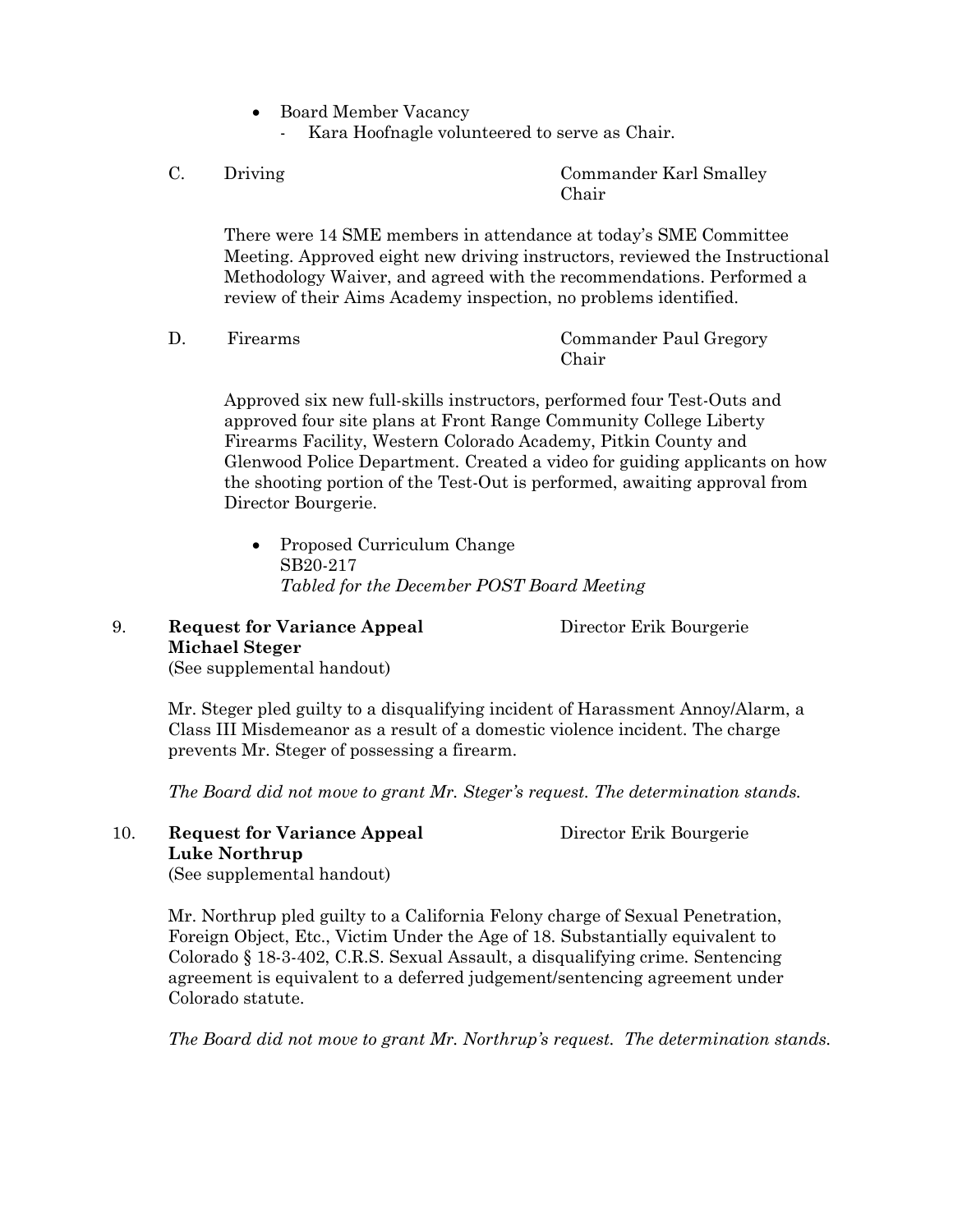- Board Member Vacancy
  - Kara Hoofnagle volunteered to serve as Chair.

C. Driving — Commander Karl Smalley, Chair

There were 14 SME members in attendance at today's SME Committee Meeting. Approved eight new driving instructors, reviewed the Instructional Methodology Waiver, and agreed with the recommendations. Performed a review of their Aims Academy inspection, no problems identified.

D. Firearms — Commander Paul Gregory, Chair

Approved six new full-skills instructors, performed four Test-Outs and approved four site plans at Front Range Community College Liberty Firearms Facility, Western Colorado Academy, Pitkin County and Glenwood Police Department. Created a video for guiding applicants on how the shooting portion of the Test-Out is performed, awaiting approval from Director Bourgerie.

- Proposed Curriculum Change
  SB20-217
  *Tabled for the December POST Board Meeting*

9. **Request for Variance Appeal** — Director Erik Bourgerie
   **Michael Steger**
   (See supplemental handout)

Mr. Steger pled guilty to a disqualifying incident of Harassment Annoy/Alarm, a Class III Misdemeanor as a result of a domestic violence incident. The charge prevents Mr. Steger of possessing a firearm.

*The Board did not move to grant Mr. Steger's request. The determination stands.*

10. **Request for Variance Appeal** — Director Erik Bourgerie
    **Luke Northrup**
    (See supplemental handout)

Mr. Northrup pled guilty to a California Felony charge of Sexual Penetration, Foreign Object, Etc., Victim Under the Age of 18. Substantially equivalent to Colorado § 18-3-402, C.R.S. Sexual Assault, a disqualifying crime. Sentencing agreement is equivalent to a deferred judgement/sentencing agreement under Colorado statute.

*The Board did not move to grant Mr. Northrup's request. The determination stands.*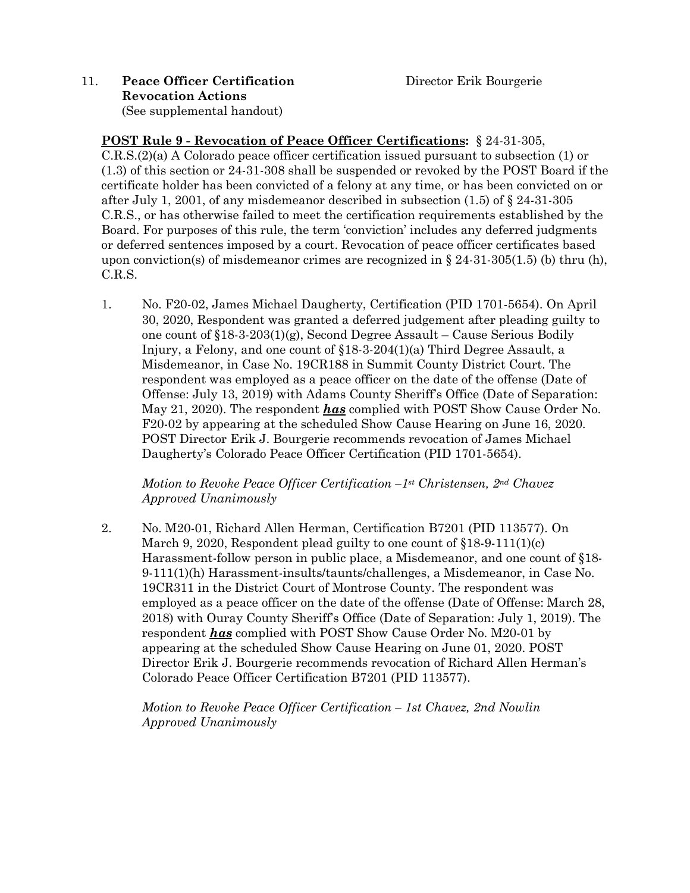11. **Peace Officer Certification Revocation Actions** Director Erik Bourgerie
(See supplemental handout)

**POST Rule 9 - Revocation of Peace Officer Certifications:** § 24-31-305, C.R.S.(2)(a) A Colorado peace officer certification issued pursuant to subsection (1) or (1.3) of this section or 24-31-308 shall be suspended or revoked by the POST Board if the certificate holder has been convicted of a felony at any time, or has been convicted on or after July 1, 2001, of any misdemeanor described in subsection (1.5) of § 24-31-305 C.R.S., or has otherwise failed to meet the certification requirements established by the Board. For purposes of this rule, the term 'conviction' includes any deferred judgments or deferred sentences imposed by a court. Revocation of peace officer certificates based upon conviction(s) of misdemeanor crimes are recognized in § 24-31-305(1.5) (b) thru (h), C.R.S.

1. No. F20-02, James Michael Daugherty, Certification (PID 1701-5654). On April 30, 2020, Respondent was granted a deferred judgement after pleading guilty to one count of §18-3-203(1)(g), Second Degree Assault – Cause Serious Bodily Injury, a Felony, and one count of §18-3-204(1)(a) Third Degree Assault, a Misdemeanor, in Case No. 19CR188 in Summit County District Court. The respondent was employed as a peace officer on the date of the offense (Date of Offense: July 13, 2019) with Adams County Sheriff's Office (Date of Separation: May 21, 2020). The respondent ***has*** complied with POST Show Cause Order No. F20-02 by appearing at the scheduled Show Cause Hearing on June 16, 2020. POST Director Erik J. Bourgerie recommends revocation of James Michael Daugherty's Colorado Peace Officer Certification (PID 1701-5654).

   *Motion to Revoke Peace Officer Certification –1st Christensen, 2nd Chavez*
   *Approved Unanimously*

2. No. M20-01, Richard Allen Herman, Certification B7201 (PID 113577). On March 9, 2020, Respondent plead guilty to one count of §18-9-111(1)(c) Harassment-follow person in public place, a Misdemeanor, and one count of §18-9-111(1)(h) Harassment-insults/taunts/challenges, a Misdemeanor, in Case No. 19CR311 in the District Court of Montrose County. The respondent was employed as a peace officer on the date of the offense (Date of Offense: March 28, 2018) with Ouray County Sheriff's Office (Date of Separation: July 1, 2019). The respondent ***has*** complied with POST Show Cause Order No. M20-01 by appearing at the scheduled Show Cause Hearing on June 01, 2020. POST Director Erik J. Bourgerie recommends revocation of Richard Allen Herman's Colorado Peace Officer Certification B7201 (PID 113577).

   *Motion to Revoke Peace Officer Certification – 1st Chavez, 2nd Nowlin*
   *Approved Unanimously*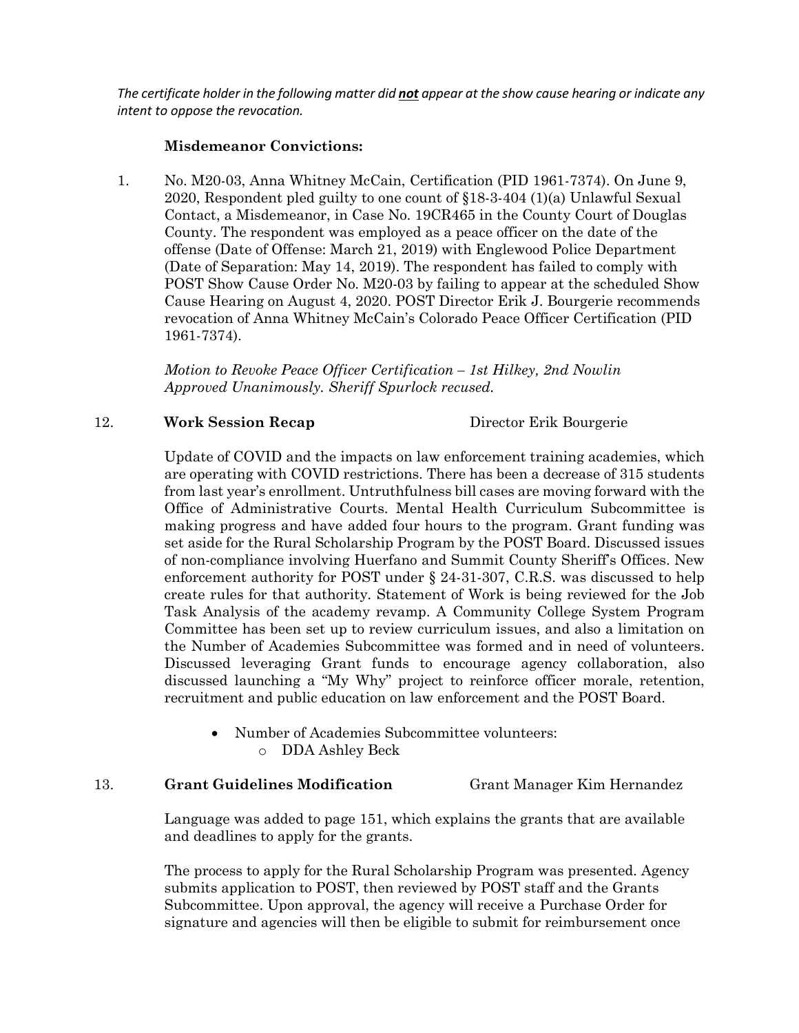*The certificate holder in the following matter did **not** appear at the show cause hearing or indicate any intent to oppose the revocation.*

**Misdemeanor Convictions:**

1. No. M20-03, Anna Whitney McCain, Certification (PID 1961-7374). On June 9, 2020, Respondent pled guilty to one count of §18-3-404 (1)(a) Unlawful Sexual Contact, a Misdemeanor, in Case No. 19CR465 in the County Court of Douglas County. The respondent was employed as a peace officer on the date of the offense (Date of Offense: March 21, 2019) with Englewood Police Department (Date of Separation: May 14, 2019). The respondent has failed to comply with POST Show Cause Order No. M20-03 by failing to appear at the scheduled Show Cause Hearing on August 4, 2020. POST Director Erik J. Bourgerie recommends revocation of Anna Whitney McCain's Colorado Peace Officer Certification (PID 1961-7374).

   *Motion to Revoke Peace Officer Certification – 1st Hilkey, 2nd Nowlin Approved Unanimously. Sheriff Spurlock recused.*

12. **Work Session Recap** Director Erik Bourgerie

Update of COVID and the impacts on law enforcement training academies, which are operating with COVID restrictions. There has been a decrease of 315 students from last year's enrollment. Untruthfulness bill cases are moving forward with the Office of Administrative Courts. Mental Health Curriculum Subcommittee is making progress and have added four hours to the program. Grant funding was set aside for the Rural Scholarship Program by the POST Board. Discussed issues of non-compliance involving Huerfano and Summit County Sheriff's Offices. New enforcement authority for POST under § 24-31-307, C.R.S. was discussed to help create rules for that authority. Statement of Work is being reviewed for the Job Task Analysis of the academy revamp. A Community College System Program Committee has been set up to review curriculum issues, and also a limitation on the Number of Academies Subcommittee was formed and in need of volunteers. Discussed leveraging Grant funds to encourage agency collaboration, also discussed launching a "My Why" project to reinforce officer morale, retention, recruitment and public education on law enforcement and the POST Board.

- Number of Academies Subcommittee volunteers:
  - DDA Ashley Beck

13. **Grant Guidelines Modification** Grant Manager Kim Hernandez

Language was added to page 151, which explains the grants that are available and deadlines to apply for the grants.

The process to apply for the Rural Scholarship Program was presented. Agency submits application to POST, then reviewed by POST staff and the Grants Subcommittee. Upon approval, the agency will receive a Purchase Order for signature and agencies will then be eligible to submit for reimbursement once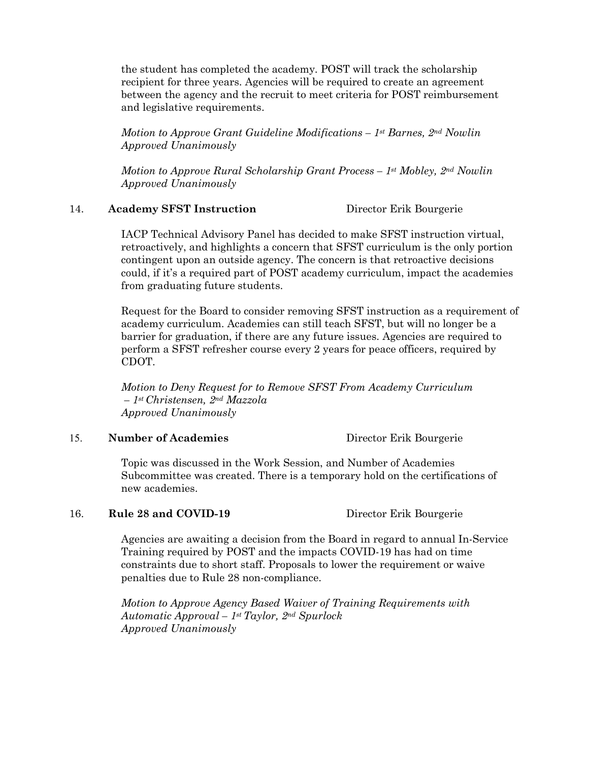the student has completed the academy. POST will track the scholarship recipient for three years. Agencies will be required to create an agreement between the agency and the recruit to meet criteria for POST reimbursement and legislative requirements.

*Motion to Approve Grant Guideline Modifications – 1st Barnes, 2nd Nowlin*
*Approved Unanimously*

*Motion to Approve Rural Scholarship Grant Process – 1st Mobley, 2nd Nowlin*
*Approved Unanimously*

14. **Academy SFST Instruction** Director Erik Bourgerie

IACP Technical Advisory Panel has decided to make SFST instruction virtual, retroactively, and highlights a concern that SFST curriculum is the only portion contingent upon an outside agency. The concern is that retroactive decisions could, if it's a required part of POST academy curriculum, impact the academies from graduating future students.

Request for the Board to consider removing SFST instruction as a requirement of academy curriculum. Academies can still teach SFST, but will no longer be a barrier for graduation, if there are any future issues. Agencies are required to perform a SFST refresher course every 2 years for peace officers, required by CDOT.

*Motion to Deny Request for to Remove SFST From Academy Curriculum – 1st Christensen, 2nd Mazzola*
*Approved Unanimously*

15. **Number of Academies** Director Erik Bourgerie

Topic was discussed in the Work Session, and Number of Academies Subcommittee was created. There is a temporary hold on the certifications of new academies.

16. **Rule 28 and COVID-19** Director Erik Bourgerie

Agencies are awaiting a decision from the Board in regard to annual In-Service Training required by POST and the impacts COVID-19 has had on time constraints due to short staff. Proposals to lower the requirement or waive penalties due to Rule 28 non-compliance.

*Motion to Approve Agency Based Waiver of Training Requirements with Automatic Approval – 1st Taylor, 2nd Spurlock*
*Approved Unanimously*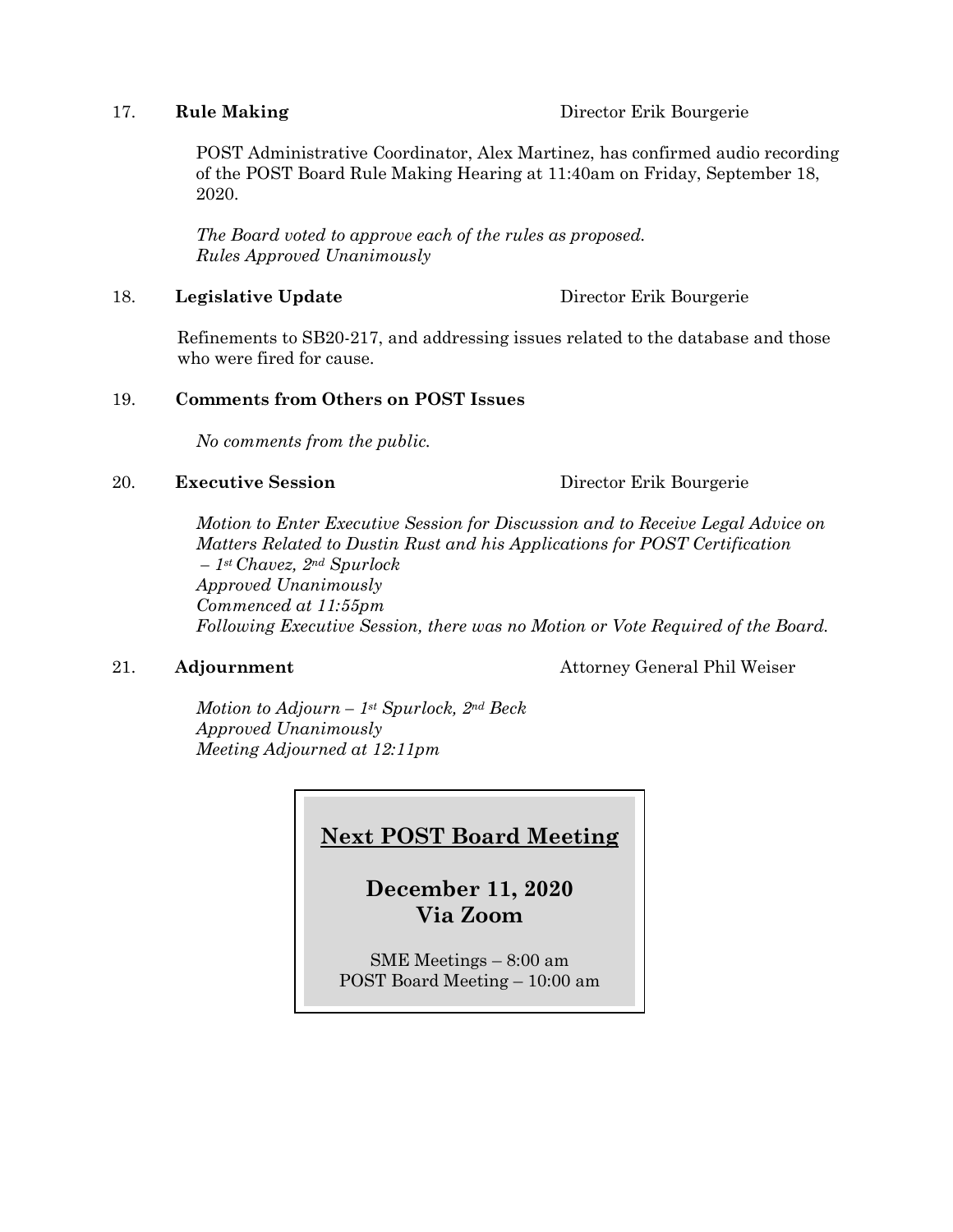17. **Rule Making** Director Erik Bourgerie

POST Administrative Coordinator, Alex Martinez, has confirmed audio recording of the POST Board Rule Making Hearing at 11:40am on Friday, September 18, 2020.

*The Board voted to approve each of the rules as proposed.*
*Rules Approved Unanimously*

18. **Legislative Update** Director Erik Bourgerie

Refinements to SB20-217, and addressing issues related to the database and those who were fired for cause.

19. **Comments from Others on POST Issues**

*No comments from the public.*

20. **Executive Session** Director Erik Bourgerie

*Motion to Enter Executive Session for Discussion and to Receive Legal Advice on Matters Related to Dustin Rust and his Applications for POST Certification – 1st Chavez, 2nd Spurlock*
*Approved Unanimously*
*Commenced at 11:55pm*
*Following Executive Session, there was no Motion or Vote Required of the Board.*

21. **Adjournment** Attorney General Phil Weiser

*Motion to Adjourn – 1st Spurlock, 2nd Beck*
*Approved Unanimously*
*Meeting Adjourned at 12:11pm*

**Next POST Board Meeting**

**December 11, 2020**
**Via Zoom**

SME Meetings – 8:00 am
POST Board Meeting – 10:00 am